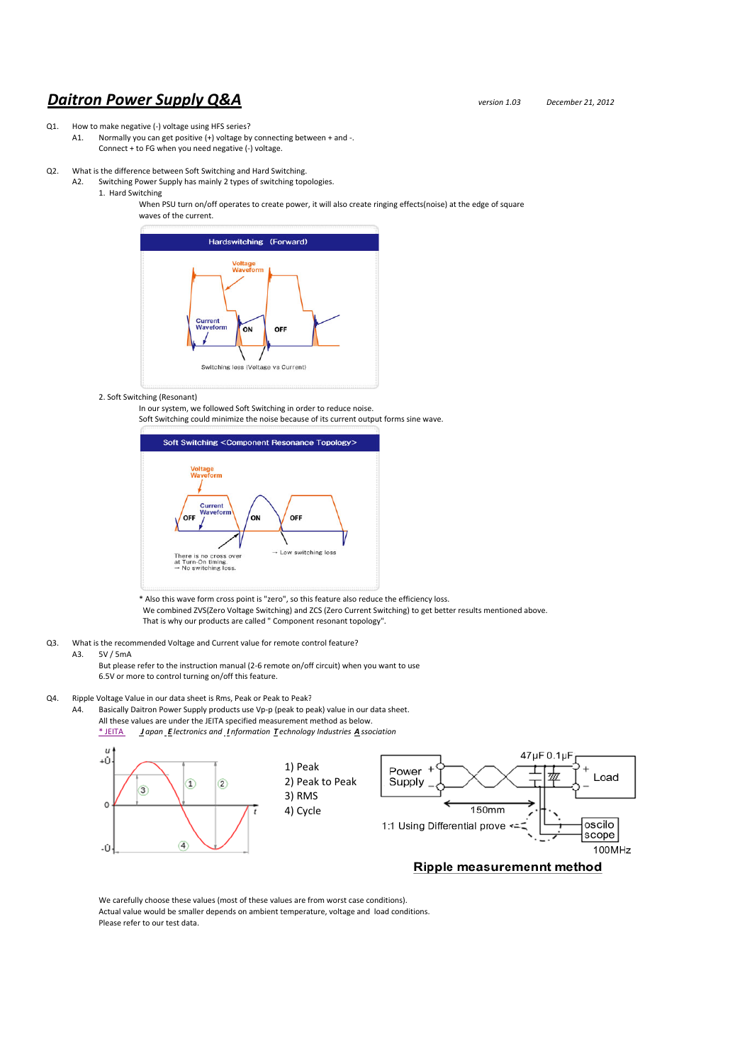# Daitron Power Supply Q&A

*version 1.03* *December 21, 2012*

Q1. How to make negative (-) voltage using HFS series?

A1. Normally you can get positive (+) voltage by connecting between + and -.
Connect + to FG when you need negative (-) voltage.

Q2. What is the difference between Soft Switching and Hard Switching.

A2. Switching Power Supply has mainly 2 types of switching topologies.

1. Hard Switching

When PSU turn on/off operates to create power, it will also create ringing effects(noise) at the edge of square waves of the current.

Hardswitching (Forward)

Voltage Waveform

Current Waveform

ON OFF

Switching loss (Voltage vs Current)

2. Soft Switching (Resonant)

In our system, we followed Soft Switching in order to reduce noise.
Soft Switching could minimize the noise because of its current output forms sine wave.

Soft Switching <Component Resonance Topology>

Voltage Waveform

Current Waveform

OFF ON OFF

There is no cross over at Turn-On timing.
→ No switching loss.

→ Low switching loss

\* Also this wave form cross point is "zero", so this feature also reduce the efficiency loss.
We combined ZVS(Zero Voltage Switching) and ZCS (Zero Current Switching) to get better results mentioned above.
That is why our products are called " Component resonant topology".

Q3. What is the recommended Voltage and Current value for remote control feature?

A3. 5V / 5mA
But please refer to the instruction manual (2-6 remote on/off circuit) when you want to use 6.5V or more to control turning on/off this feature.

Q4. Ripple Voltage Value in our data sheet is Rms, Peak or Peak to Peak?

A4. Basically Daitron Power Supply products use Vp-p (peak to peak) value in our data sheet.
All these values are under the JEITA specified measurement method as below.
\* JEITA *Japan Electronics and Information Technology Industries Association*

1) Peak
2) Peak to Peak
3) RMS
4) Cycle

Power Supply — 47μF 0.1μF — Load
150mm
1:1 Using Differential prove — oscilo scope 100MHz

**Ripple measuremennt method**

We carefully choose these values (most of these values are from worst case conditions).
Actual value would be smaller depends on ambient temperature, voltage and load conditions.
Please refer to our test data.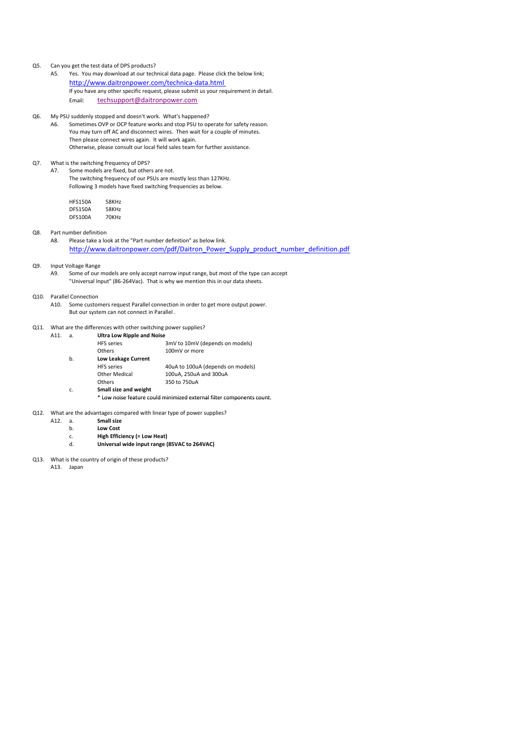Q5. Can you get the test data of DPS products?

A5. Yes. You may download at our technical data page. Please click the below link;

http://www.daitronpower.com/technica-data.html

If you have any other specific request, please submit us your requirement in detail.

Email: techsupport@daitronpower.com

Q6. My PSU suddenly stopped and doesn't work. What's happened?

A6. Sometimes OVP or OCP feature works and stop PSU to operate for safety reason.
You may turn off AC and disconnect wires. Then wait for a couple of minutes.
Then please connect wires again. It will work again.
Otherwise, please consult our local field sales team for further assistance.

Q7. What is the switching frequency of DPS?

A7. Some models are fixed, but others are not.
The switching frequency of our PSUs are mostly less than 127KHz.
Following 3 models have fixed switching frequencies as below.

| | |
|---|---|
| HFS150A | 58KHz |
| DFS150A | 58KHz |
| DFS100A | 70KHz |

Q8. Part number definition

A8. Please take a look at the "Part number definition" as below link.

http://www.daitronpower.com/pdf/Daitron_Power_Supply_product_number_definition.pdf

Q9. Input Voltage Range

A9. Some of our models are only accept narrow input range, but most of the type can accept "Universal Input" (86-264Vac). That is why we mention this in our data sheets.

Q10. Parallel Connection

A10. Some customers request Parallel connection in order to get more output power.
But our system can not connect in Parallel .

Q11. What are the differences with other switching power supplies?

A11.

a. **Ultra Low Ripple and Noise**

| | |
|---|---|
| HFS series | 3mV to 10mV (depends on models) |
| Others | 100mV or more |

b. **Low Leakage Current**

| | |
|---|---|
| HFS series | 40uA to 100uA (depends on models) |
| Other Medical | 100uA, 250uA and 300uA |
| Others | 350 to 750uA |

c. **Small size and weight**

\* Low noise feature could minimized external filter components count.

Q12. What are the advantages compared with linear type of power supplies?

A12.

a. **Small size**

b. **Low Cost**

c. **High Efficiency (= Low Heat)**

d. **Universal wide input range (85VAC to 264VAC)**

Q13. What is the country of origin of these products?

A13. Japan